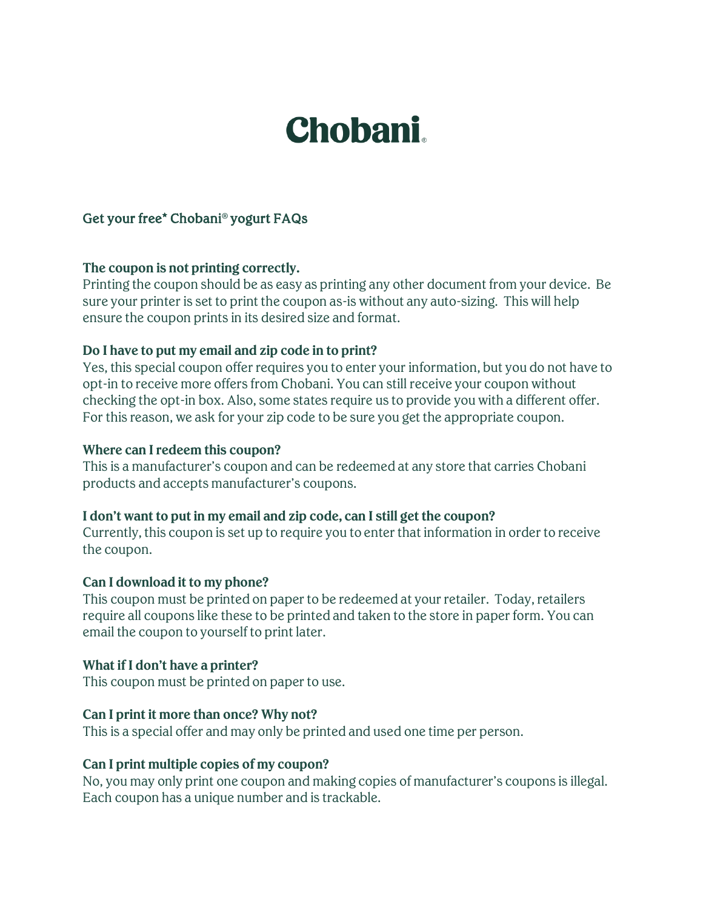# Chobani®

## Get your free* Chobani® yogurt FAQs

**The coupon is not printing correctly.**
Printing the coupon should be as easy as printing any other document from your device. Be sure your printer is set to print the coupon as-is without any auto-sizing. This will help ensure the coupon prints in its desired size and format.

**Do I have to put my email and zip code in to print?**
Yes, this special coupon offer requires you to enter your information, but you do not have to opt-in to receive more offers from Chobani. You can still receive your coupon without checking the opt-in box. Also, some states require us to provide you with a different offer. For this reason, we ask for your zip code to be sure you get the appropriate coupon.

**Where can I redeem this coupon?**
This is a manufacturer's coupon and can be redeemed at any store that carries Chobani products and accepts manufacturer's coupons.

**I don't want to put in my email and zip code, can I still get the coupon?**
Currently, this coupon is set up to require you to enter that information in order to receive the coupon.

**Can I download it to my phone?**
This coupon must be printed on paper to be redeemed at your retailer. Today, retailers require all coupons like these to be printed and taken to the store in paper form. You can email the coupon to yourself to print later.

**What if I don't have a printer?**
This coupon must be printed on paper to use.

**Can I print it more than once? Why not?**
This is a special offer and may only be printed and used one time per person.

**Can I print multiple copies of my coupon?**
No, you may only print one coupon and making copies of manufacturer's coupons is illegal. Each coupon has a unique number and is trackable.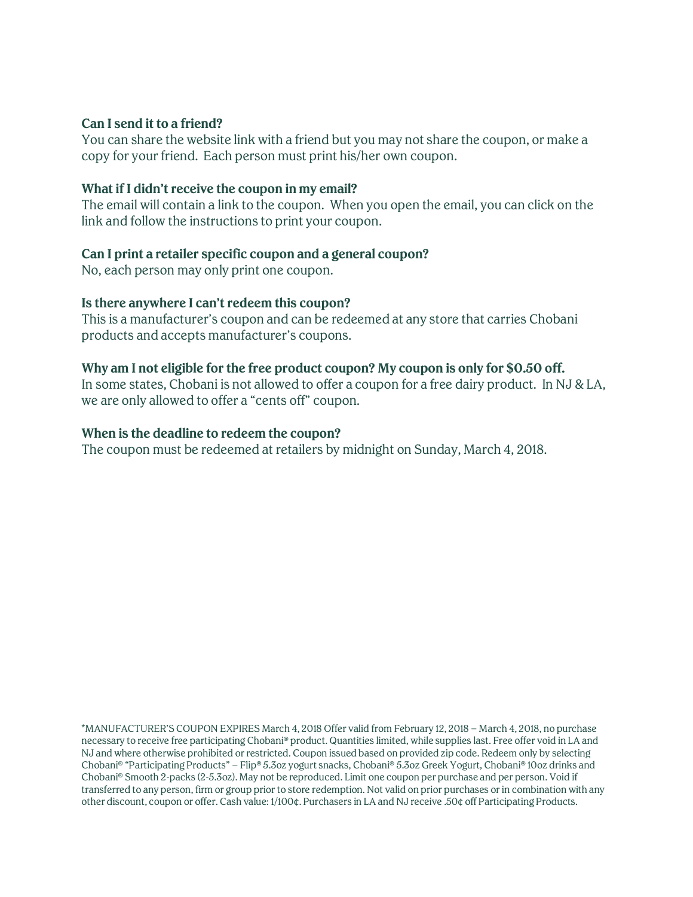**Can I send it to a friend?**

You can share the website link with a friend but you may not share the coupon, or make a copy for your friend. Each person must print his/her own coupon.

**What if I didn't receive the coupon in my email?**

The email will contain a link to the coupon. When you open the email, you can click on the link and follow the instructions to print your coupon.

**Can I print a retailer specific coupon and a general coupon?**

No, each person may only print one coupon.

**Is there anywhere I can't redeem this coupon?**

This is a manufacturer's coupon and can be redeemed at any store that carries Chobani products and accepts manufacturer's coupons.

**Why am I not eligible for the free product coupon? My coupon is only for $0.50 off.**

In some states, Chobani is not allowed to offer a coupon for a free dairy product. In NJ & LA, we are only allowed to offer a "cents off" coupon.

**When is the deadline to redeem the coupon?**

The coupon must be redeemed at retailers by midnight on Sunday, March 4, 2018.

*MANUFACTURER'S COUPON EXPIRES March 4, 2018 Offer valid from February 12, 2018 – March 4, 2018, no purchase necessary to receive free participating Chobani® product. Quantities limited, while supplies last. Free offer void in LA and NJ and where otherwise prohibited or restricted. Coupon issued based on provided zip code. Redeem only by selecting Chobani® "Participating Products" – Flip® 5.3oz yogurt snacks, Chobani® 5.3oz Greek Yogurt, Chobani® 10oz drinks and Chobani® Smooth 2-packs (2-5.3oz). May not be reproduced. Limit one coupon per purchase and per person. Void if transferred to any person, firm or group prior to store redemption. Not valid on prior purchases or in combination with any other discount, coupon or offer. Cash value: 1/100¢. Purchasers in LA and NJ receive .50¢ off Participating Products.